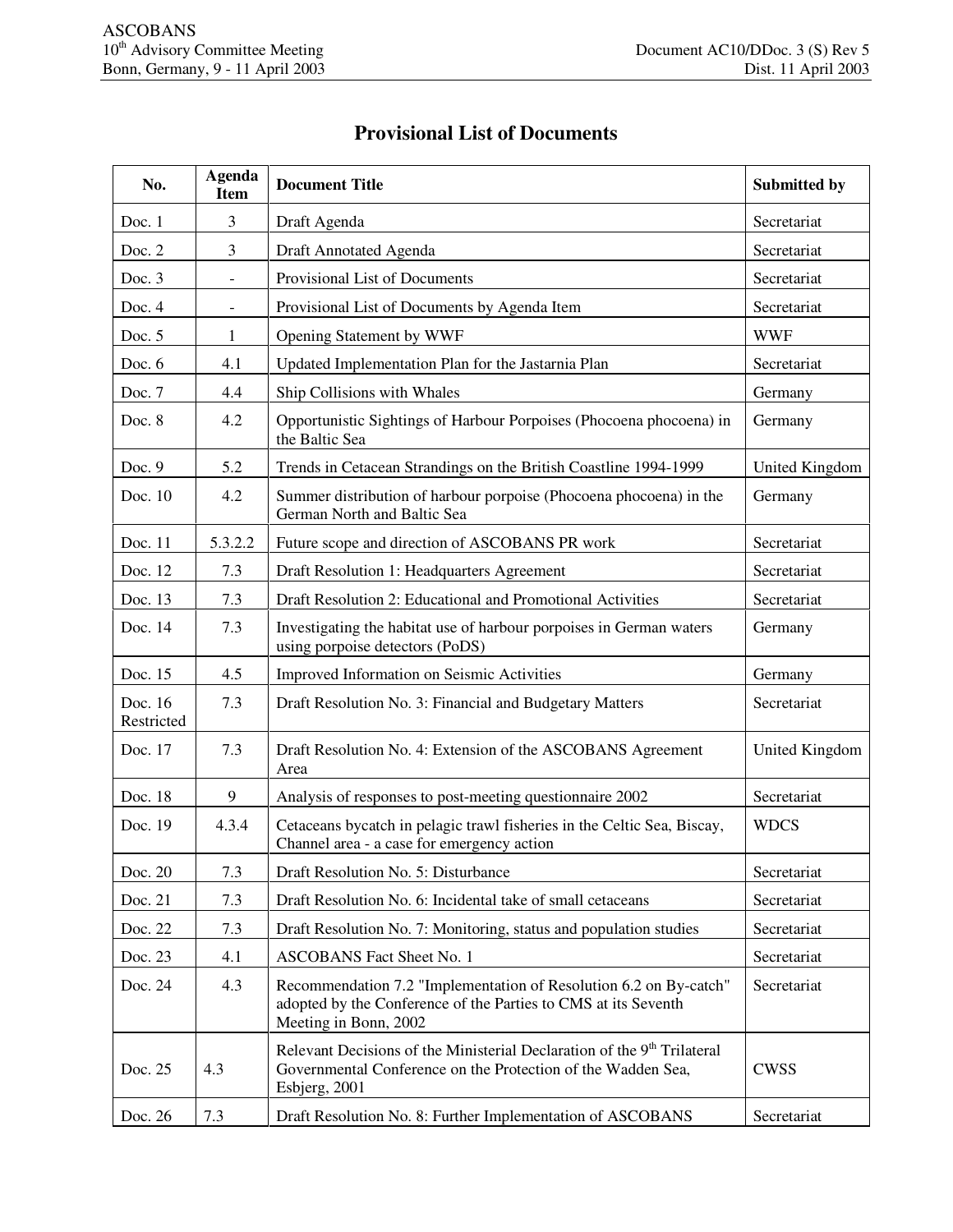ASCOBANS
10th Advisory Committee Meeting
Bonn, Germany, 9 - 11 April 2003

Document AC10/DDoc. 3 (S) Rev 5
Dist. 11 April 2003

# Provisional List of Documents

| No. | Agenda Item | Document Title | Submitted by |
|---|---|---|---|
| Doc. 1 | 3 | Draft Agenda | Secretariat |
| Doc. 2 | 3 | Draft Annotated Agenda | Secretariat |
| Doc. 3 | - | Provisional List of Documents | Secretariat |
| Doc. 4 | - | Provisional List of Documents by Agenda Item | Secretariat |
| Doc. 5 | 1 | Opening Statement by WWF | WWF |
| Doc. 6 | 4.1 | Updated Implementation Plan for the Jastarnia Plan | Secretariat |
| Doc. 7 | 4.4 | Ship Collisions with Whales | Germany |
| Doc. 8 | 4.2 | Opportunistic Sightings of Harbour Porpoises (Phocoena phocoena) in the Baltic Sea | Germany |
| Doc. 9 | 5.2 | Trends in Cetacean Strandings on the British Coastline 1994-1999 | United Kingdom |
| Doc. 10 | 4.2 | Summer distribution of harbour porpoise (Phocoena phocoena) in the German North and Baltic Sea | Germany |
| Doc. 11 | 5.3.2.2 | Future scope and direction of ASCOBANS PR work | Secretariat |
| Doc. 12 | 7.3 | Draft Resolution 1: Headquarters Agreement | Secretariat |
| Doc. 13 | 7.3 | Draft Resolution 2: Educational and Promotional Activities | Secretariat |
| Doc. 14 | 7.3 | Investigating the habitat use of harbour porpoises in German waters using porpoise detectors (PoDS) | Germany |
| Doc. 15 | 4.5 | Improved Information on Seismic Activities | Germany |
| Doc. 16 Restricted | 7.3 | Draft Resolution No. 3: Financial and Budgetary Matters | Secretariat |
| Doc. 17 | 7.3 | Draft Resolution No. 4: Extension of the ASCOBANS Agreement Area | United Kingdom |
| Doc. 18 | 9 | Analysis of responses to post-meeting questionnaire 2002 | Secretariat |
| Doc. 19 | 4.3.4 | Cetaceans bycatch in pelagic trawl fisheries in the Celtic Sea, Biscay, Channel area - a case for emergency action | WDCS |
| Doc. 20 | 7.3 | Draft Resolution No. 5: Disturbance | Secretariat |
| Doc. 21 | 7.3 | Draft Resolution No. 6: Incidental take of small cetaceans | Secretariat |
| Doc. 22 | 7.3 | Draft Resolution No. 7: Monitoring, status and population studies | Secretariat |
| Doc. 23 | 4.1 | ASCOBANS Fact Sheet No. 1 | Secretariat |
| Doc. 24 | 4.3 | Recommendation 7.2 "Implementation of Resolution 6.2 on By-catch" adopted by the Conference of the Parties to CMS at its Seventh Meeting in Bonn, 2002 | Secretariat |
| Doc. 25 | 4.3 | Relevant Decisions of the Ministerial Declaration of the 9th Trilateral Governmental Conference on the Protection of the Wadden Sea, Esbjerg, 2001 | CWSS |
| Doc. 26 | 7.3 | Draft Resolution No. 8: Further Implementation of ASCOBANS | Secretariat |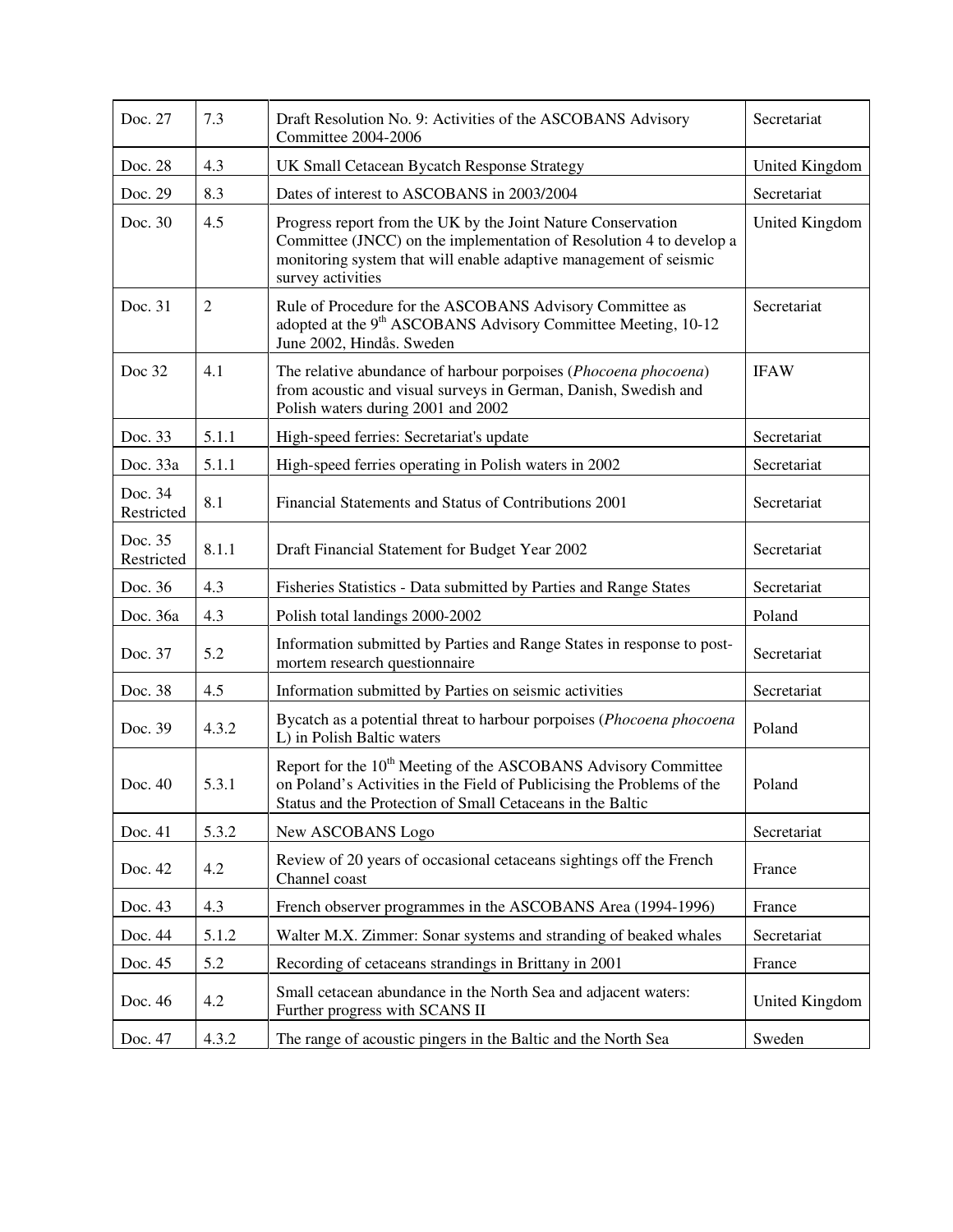| | | | |
|---|---|---|---|
| Doc. 27 | 7.3 | Draft Resolution No. 9: Activities of the ASCOBANS Advisory Committee 2004-2006 | Secretariat |
| Doc. 28 | 4.3 | UK Small Cetacean Bycatch Response Strategy | United Kingdom |
| Doc. 29 | 8.3 | Dates of interest to ASCOBANS in 2003/2004 | Secretariat |
| Doc. 30 | 4.5 | Progress report from the UK by the Joint Nature Conservation Committee (JNCC) on the implementation of Resolution 4 to develop a monitoring system that will enable adaptive management of seismic survey activities | United Kingdom |
| Doc. 31 | 2 | Rule of Procedure for the ASCOBANS Advisory Committee as adopted at the 9[th] ASCOBANS Advisory Committee Meeting, 10-12 June 2002, Hindås. Sweden | Secretariat |
| Doc 32 | 4.1 | The relative abundance of harbour porpoises (*Phocoena phocoena*) from acoustic and visual surveys in German, Danish, Swedish and Polish waters during 2001 and 2002 | IFAW |
| Doc. 33 | 5.1.1 | High-speed ferries: Secretariat's update | Secretariat |
| Doc. 33a | 5.1.1 | High-speed ferries operating in Polish waters in 2002 | Secretariat |
| Doc. 34 Restricted | 8.1 | Financial Statements and Status of Contributions 2001 | Secretariat |
| Doc. 35 Restricted | 8.1.1 | Draft Financial Statement for Budget Year 2002 | Secretariat |
| Doc. 36 | 4.3 | Fisheries Statistics - Data submitted by Parties and Range States | Secretariat |
| Doc. 36a | 4.3 | Polish total landings 2000-2002 | Poland |
| Doc. 37 | 5.2 | Information submitted by Parties and Range States in response to post-mortem research questionnaire | Secretariat |
| Doc. 38 | 4.5 | Information submitted by Parties on seismic activities | Secretariat |
| Doc. 39 | 4.3.2 | Bycatch as a potential threat to harbour porpoises (*Phocoena phocoena* L) in Polish Baltic waters | Poland |
| Doc. 40 | 5.3.1 | Report for the 10[th] Meeting of the ASCOBANS Advisory Committee on Poland's Activities in the Field of Publicising the Problems of the Status and the Protection of Small Cetaceans in the Baltic | Poland |
| Doc. 41 | 5.3.2 | New ASCOBANS Logo | Secretariat |
| Doc. 42 | 4.2 | Review of 20 years of occasional cetaceans sightings off the French Channel coast | France |
| Doc. 43 | 4.3 | French observer programmes in the ASCOBANS Area (1994-1996) | France |
| Doc. 44 | 5.1.2 | Walter M.X. Zimmer: Sonar systems and stranding of beaked whales | Secretariat |
| Doc. 45 | 5.2 | Recording of cetaceans strandings in Brittany in 2001 | France |
| Doc. 46 | 4.2 | Small cetacean abundance in the North Sea and adjacent waters: Further progress with SCANS II | United Kingdom |
| Doc. 47 | 4.3.2 | The range of acoustic pingers in the Baltic and the North Sea | Sweden |